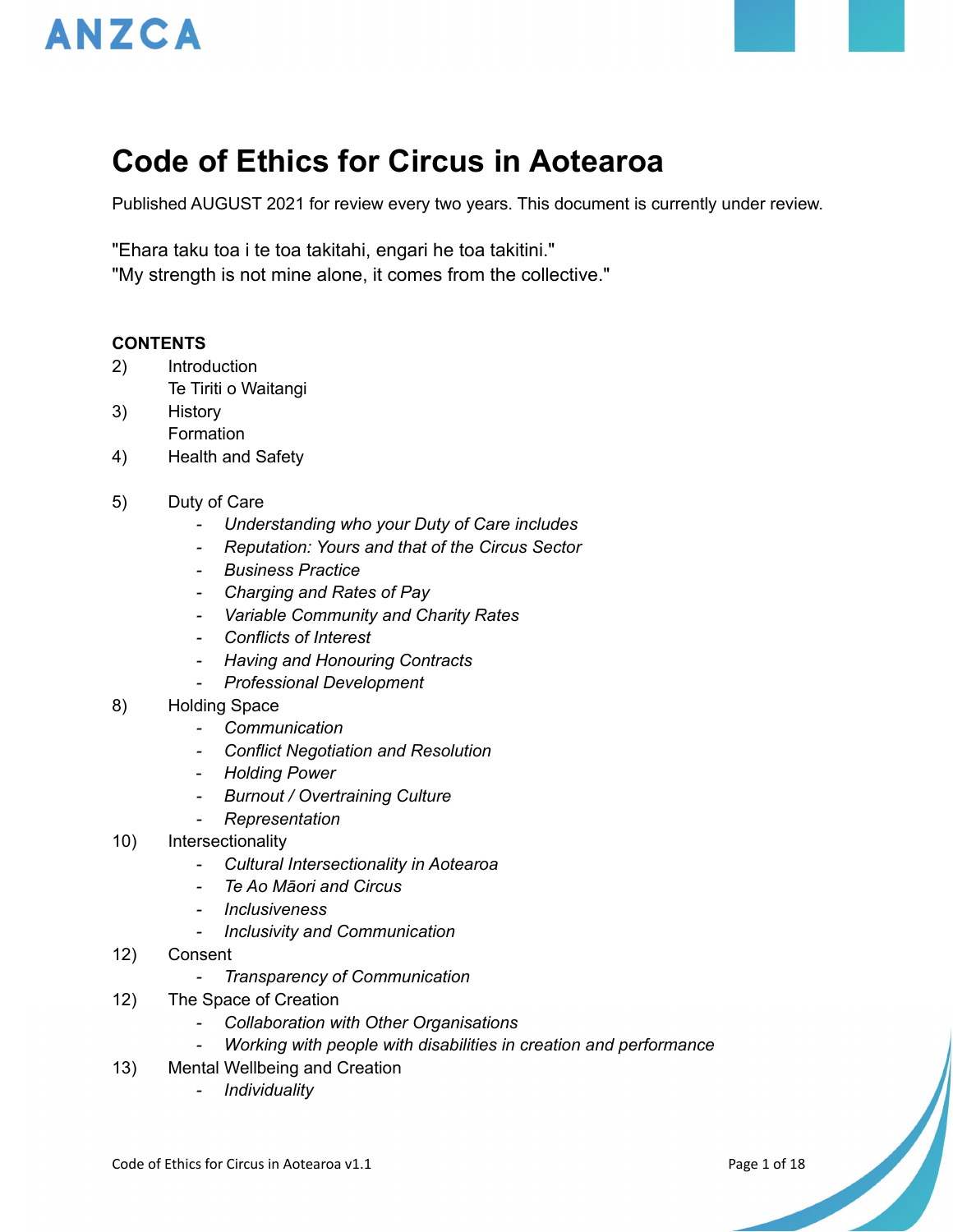ANZCA

# Code of Ethics for Circus in Aotearoa

Published AUGUST 2021 for review every two years. This document is currently under review.

"Ehara taku toa i te toa takitahi, engari he toa takitini."
"My strength is not mine alone, it comes from the collective."

**CONTENTS**

2) Introduction
   Te Tiriti o Waitangi
3) History
   Formation
4) Health and Safety

5) Duty of Care
   - *Understanding who your Duty of Care includes*
   - *Reputation: Yours and that of the Circus Sector*
   - *Business Practice*
   - *Charging and Rates of Pay*
   - *Variable Community and Charity Rates*
   - *Conflicts of Interest*
   - *Having and Honouring Contracts*
   - *Professional Development*
8) Holding Space
   - *Communication*
   - *Conflict Negotiation and Resolution*
   - *Holding Power*
   - *Burnout / Overtraining Culture*
   - *Representation*
10) Intersectionality
   - *Cultural Intersectionality in Aotearoa*
   - *Te Ao Māori and Circus*
   - *Inclusiveness*
   - *Inclusivity and Communication*
12) Consent
   - *Transparency of Communication*
12) The Space of Creation
   - *Collaboration with Other Organisations*
   - *Working with people with disabilities in creation and performance*
13) Mental Wellbeing and Creation
   - *Individuality*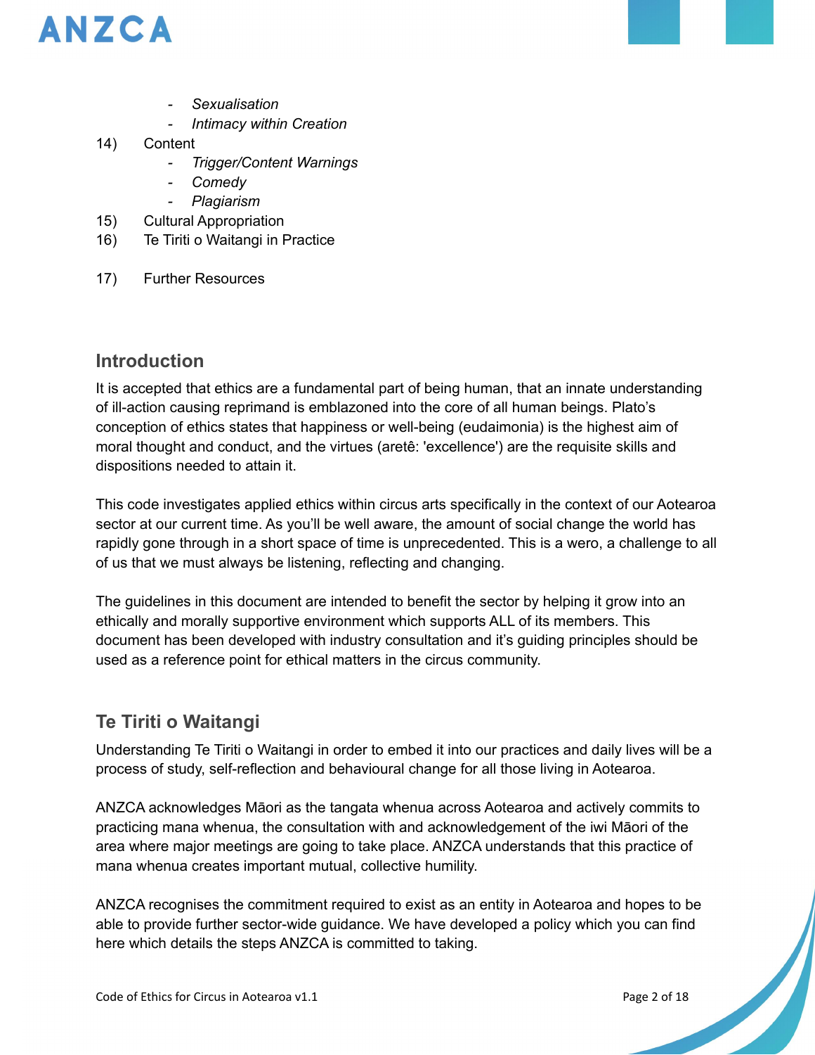- *Sexualisation*
- *Intimacy within Creation*

14) Content
    - *Trigger/Content Warnings*
    - *Comedy*
    - *Plagiarism*
15) Cultural Appropriation
16) Te Tiriti o Waitangi in Practice
17) Further Resources

## Introduction

It is accepted that ethics are a fundamental part of being human, that an innate understanding of ill-action causing reprimand is emblazoned into the core of all human beings. Plato's conception of ethics states that happiness or well-being (eudaimonia) is the highest aim of moral thought and conduct, and the virtues (aretê: 'excellence') are the requisite skills and dispositions needed to attain it.

This code investigates applied ethics within circus arts specifically in the context of our Aotearoa sector at our current time. As you'll be well aware, the amount of social change the world has rapidly gone through in a short space of time is unprecedented. This is a wero, a challenge to all of us that we must always be listening, reflecting and changing.

The guidelines in this document are intended to benefit the sector by helping it grow into an ethically and morally supportive environment which supports ALL of its members. This document has been developed with industry consultation and it's guiding principles should be used as a reference point for ethical matters in the circus community.

## Te Tiriti o Waitangi

Understanding Te Tiriti o Waitangi in order to embed it into our practices and daily lives will be a process of study, self-reflection and behavioural change for all those living in Aotearoa.

ANZCA acknowledges Māori as the tangata whenua across Aotearoa and actively commits to practicing mana whenua, the consultation with and acknowledgement of the iwi Māori of the area where major meetings are going to take place. ANZCA understands that this practice of mana whenua creates important mutual, collective humility.

ANZCA recognises the commitment required to exist as an entity in Aotearoa and hopes to be able to provide further sector-wide guidance. We have developed a policy which you can find here which details the steps ANZCA is committed to taking.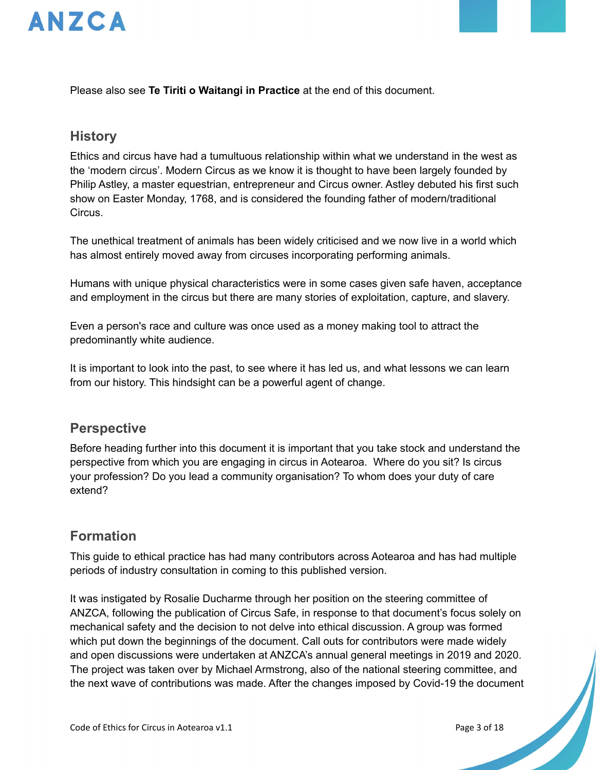Please also see **Te Tiriti o Waitangi in Practice** at the end of this document.

## History

Ethics and circus have had a tumultuous relationship within what we understand in the west as the ‘modern circus’. Modern Circus as we know it is thought to have been largely founded by Philip Astley, a master equestrian, entrepreneur and Circus owner. Astley debuted his first such show on Easter Monday, 1768, and is considered the founding father of modern/traditional Circus.

The unethical treatment of animals has been widely criticised and we now live in a world which has almost entirely moved away from circuses incorporating performing animals.

Humans with unique physical characteristics were in some cases given safe haven, acceptance and employment in the circus but there are many stories of exploitation, capture, and slavery.

Even a person's race and culture was once used as a money making tool to attract the predominantly white audience.

It is important to look into the past, to see where it has led us, and what lessons we can learn from our history. This hindsight can be a powerful agent of change.

## Perspective

Before heading further into this document it is important that you take stock and understand the perspective from which you are engaging in circus in Aotearoa. Where do you sit? Is circus your profession? Do you lead a community organisation? To whom does your duty of care extend?

## Formation

This guide to ethical practice has had many contributors across Aotearoa and has had multiple periods of industry consultation in coming to this published version.

It was instigated by Rosalie Ducharme through her position on the steering committee of ANZCA, following the publication of Circus Safe, in response to that document’s focus solely on mechanical safety and the decision to not delve into ethical discussion. A group was formed which put down the beginnings of the document. Call outs for contributors were made widely and open discussions were undertaken at ANZCA’s annual general meetings in 2019 and 2020. The project was taken over by Michael Armstrong, also of the national steering committee, and the next wave of contributions was made. After the changes imposed by Covid-19 the document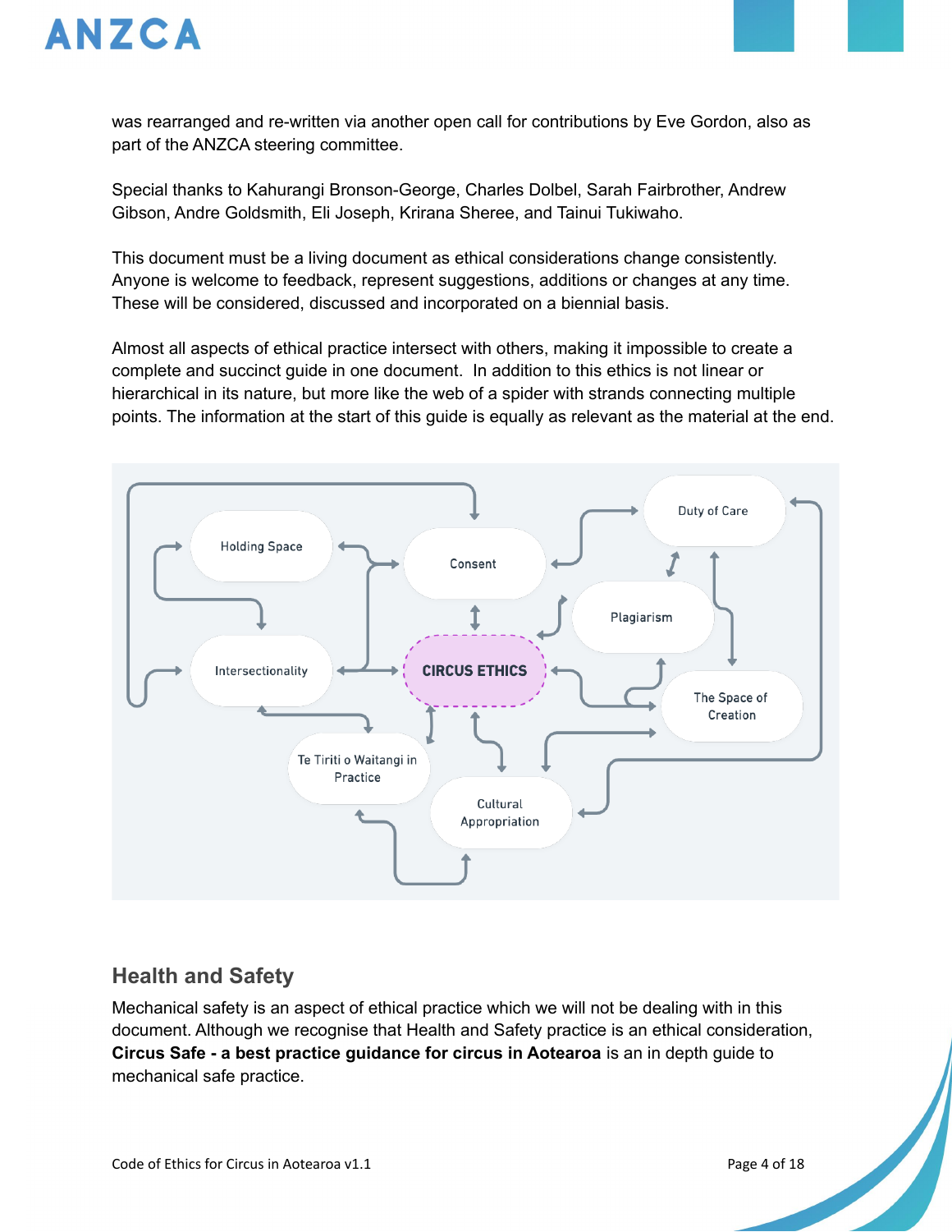was rearranged and re-written via another open call for contributions by Eve Gordon, also as part of the ANZCA steering committee.

Special thanks to Kahurangi Bronson-George, Charles Dolbel, Sarah Fairbrother, Andrew Gibson, Andre Goldsmith, Eli Joseph, Krirana Sheree, and Tainui Tukiwaho.

This document must be a living document as ethical considerations change consistently. Anyone is welcome to feedback, represent suggestions, additions or changes at any time. These will be considered, discussed and incorporated on a biennial basis.

Almost all aspects of ethical practice intersect with others, making it impossible to create a complete and succinct guide in one document. In addition to this ethics is not linear or hierarchical in its nature, but more like the web of a spider with strands connecting multiple points. The information at the start of this guide is equally as relevant as the material at the end.

Holding Space

Consent

Duty of Care

Plagiarism

Intersectionality

CIRCUS ETHICS

The Space of Creation

Te Tiriti o Waitangi in Practice

Cultural Appropriation

## Health and Safety

Mechanical safety is an aspect of ethical practice which we will not be dealing with in this document. Although we recognise that Health and Safety practice is an ethical consideration, **Circus Safe - a best practice guidance for circus in Aotearoa** is an in depth guide to mechanical safe practice.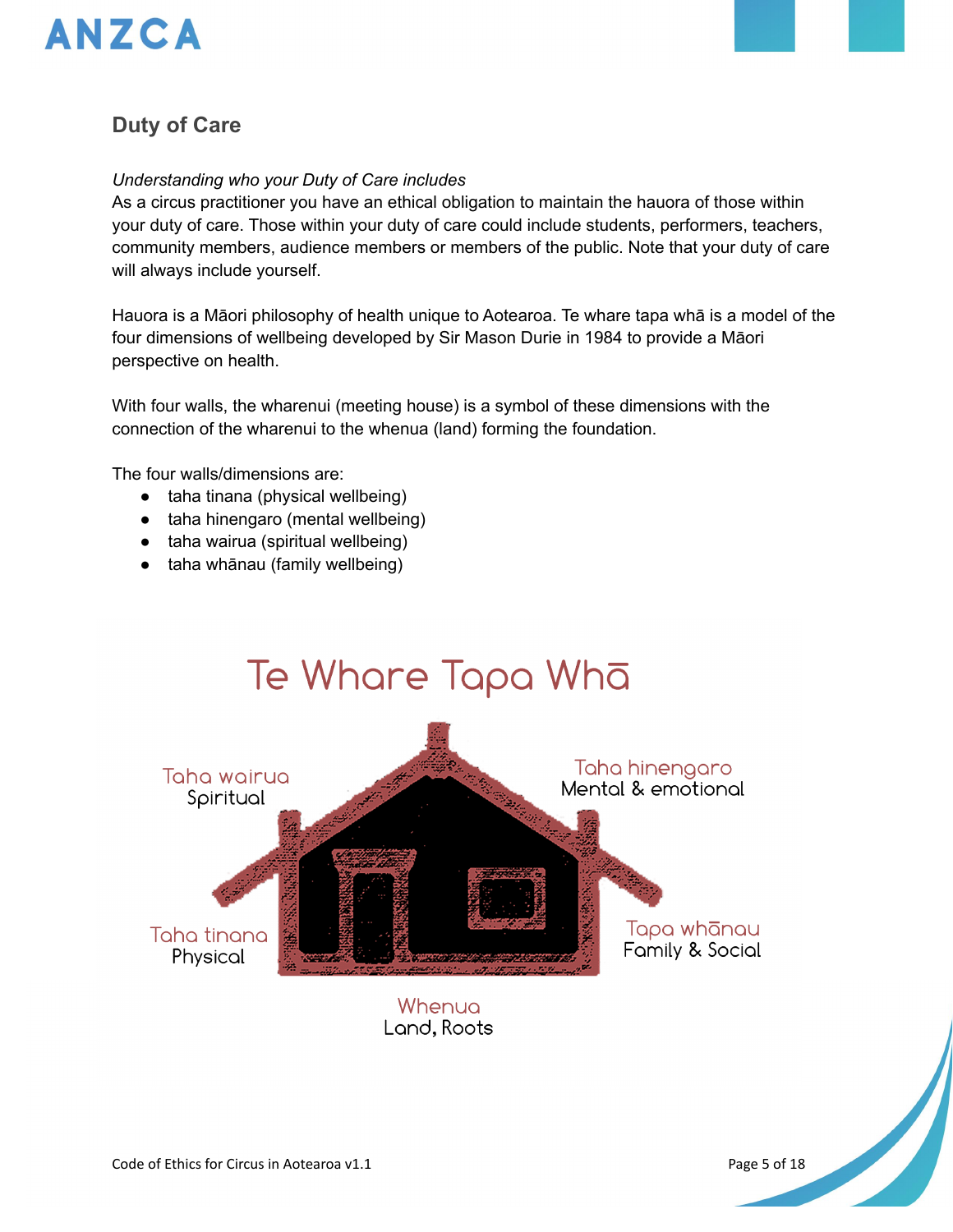## Duty of Care

*Understanding who your Duty of Care includes*

As a circus practitioner you have an ethical obligation to maintain the hauora of those within your duty of care. Those within your duty of care could include students, performers, teachers, community members, audience members or members of the public. Note that your duty of care will always include yourself.

Hauora is a Māori philosophy of health unique to Aotearoa. Te whare tapa whā is a model of the four dimensions of wellbeing developed by Sir Mason Durie in 1984 to provide a Māori perspective on health.

With four walls, the wharenui (meeting house) is a symbol of these dimensions with the connection of the wharenui to the whenua (land) forming the foundation.

The four walls/dimensions are:

- taha tinana (physical wellbeing)
- taha hinengaro (mental wellbeing)
- taha wairua (spiritual wellbeing)
- taha whānau (family wellbeing)

Te Whare Tapa Whā

Taha wairua
Spiritual

Taha hinengaro
Mental & emotional

Taha tinana
Physical

Tapa whānau
Family & Social

Whenua
Land, Roots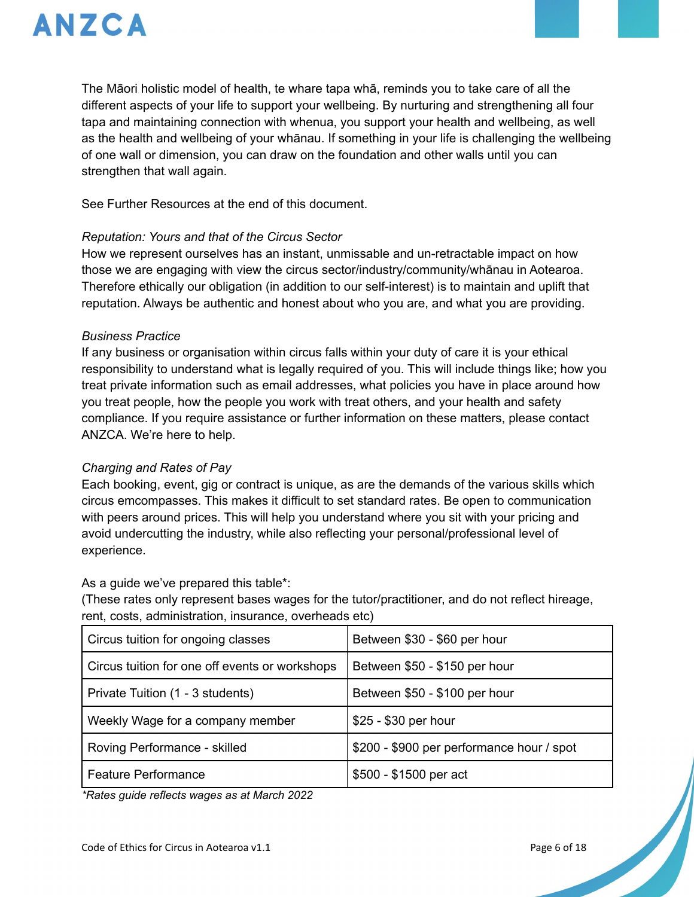The Māori holistic model of health, te whare tapa whā, reminds you to take care of all the different aspects of your life to support your wellbeing. By nurturing and strengthening all four tapa and maintaining connection with whenua, you support your health and wellbeing, as well as the health and wellbeing of your whānau. If something in your life is challenging the wellbeing of one wall or dimension, you can draw on the foundation and other walls until you can strengthen that wall again.

See Further Resources at the end of this document.

*Reputation: Yours and that of the Circus Sector*

How we represent ourselves has an instant, unmissable and un-retractable impact on how those we are engaging with view the circus sector/industry/community/whānau in Aotearoa. Therefore ethically our obligation (in addition to our self-interest) is to maintain and uplift that reputation. Always be authentic and honest about who you are, and what you are providing.

*Business Practice*

If any business or organisation within circus falls within your duty of care it is your ethical responsibility to understand what is legally required of you. This will include things like; how you treat private information such as email addresses, what policies you have in place around how you treat people, how the people you work with treat others, and your health and safety compliance. If you require assistance or further information on these matters, please contact ANZCA. We're here to help.

*Charging and Rates of Pay*

Each booking, event, gig or contract is unique, as are the demands of the various skills which circus emcompasses. This makes it difficult to set standard rates. Be open to communication with peers around prices. This will help you understand where you sit with your pricing and avoid undercutting the industry, while also reflecting your personal/professional level of experience.

As a guide we've prepared this table*:
(These rates only represent bases wages for the tutor/practitioner, and do not reflect hireage, rent, costs, administration, insurance, overheads etc)

| | |
|---|---|
| Circus tuition for ongoing classes | Between $30 - $60 per hour |
| Circus tuition for one off events or workshops | Between $50 - $150 per hour |
| Private Tuition (1 - 3 students) | Between $50 - $100 per hour |
| Weekly Wage for a company member | $25 - $30 per hour |
| Roving Performance - skilled | $200 - $900 per performance hour / spot |
| Feature Performance | $500 - $1500 per act |

*\*Rates guide reflects wages as at March 2022*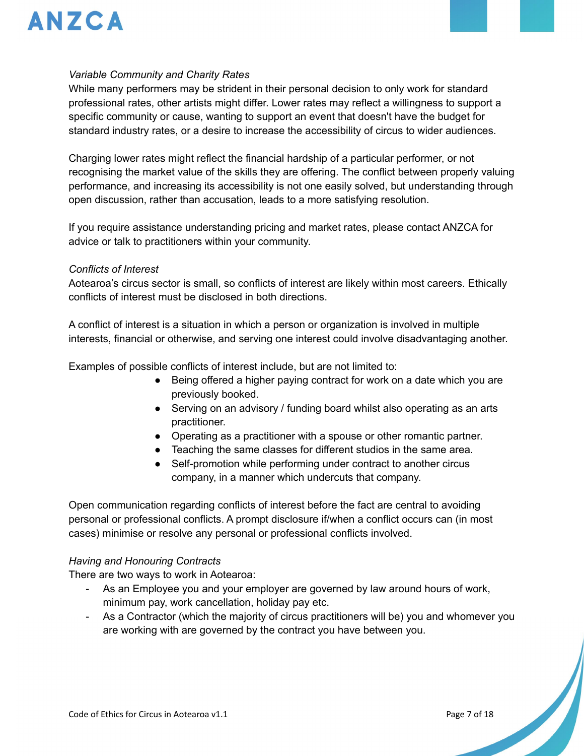*Variable Community and Charity Rates*

While many performers may be strident in their personal decision to only work for standard professional rates, other artists might differ. Lower rates may reflect a willingness to support a specific community or cause, wanting to support an event that doesn't have the budget for standard industry rates, or a desire to increase the accessibility of circus to wider audiences.

Charging lower rates might reflect the financial hardship of a particular performer, or not recognising the market value of the skills they are offering. The conflict between properly valuing performance, and increasing its accessibility is not one easily solved, but understanding through open discussion, rather than accusation, leads to a more satisfying resolution.

If you require assistance understanding pricing and market rates, please contact ANZCA for advice or talk to practitioners within your community.

*Conflicts of Interest*

Aotearoa's circus sector is small, so conflicts of interest are likely within most careers. Ethically conflicts of interest must be disclosed in both directions.

A conflict of interest is a situation in which a person or organization is involved in multiple interests, financial or otherwise, and serving one interest could involve disadvantaging another.

Examples of possible conflicts of interest include, but are not limited to:

- Being offered a higher paying contract for work on a date which you are previously booked.
- Serving on an advisory / funding board whilst also operating as an arts practitioner.
- Operating as a practitioner with a spouse or other romantic partner.
- Teaching the same classes for different studios in the same area.
- Self-promotion while performing under contract to another circus company, in a manner which undercuts that company.

Open communication regarding conflicts of interest before the fact are central to avoiding personal or professional conflicts. A prompt disclosure if/when a conflict occurs can (in most cases) minimise or resolve any personal or professional conflicts involved.

*Having and Honouring Contracts*

There are two ways to work in Aotearoa:

- As an Employee you and your employer are governed by law around hours of work, minimum pay, work cancellation, holiday pay etc.
- As a Contractor (which the majority of circus practitioners will be) you and whomever you are working with are governed by the contract you have between you.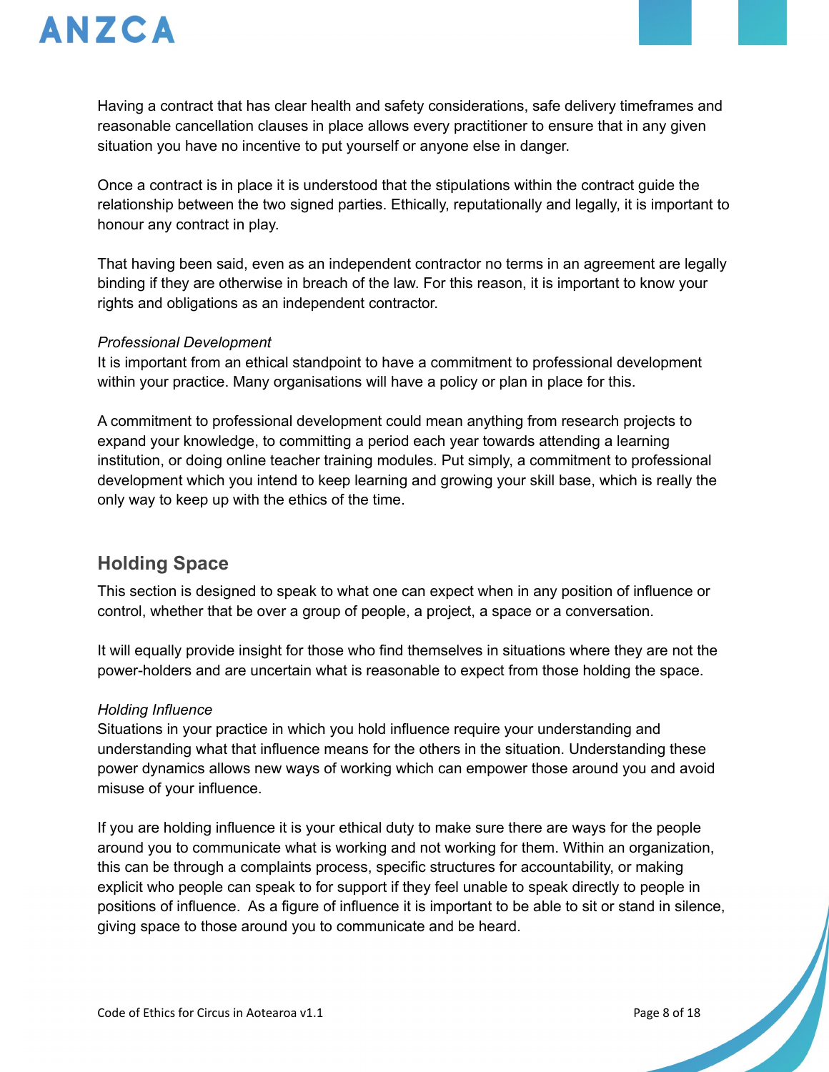Having a contract that has clear health and safety considerations, safe delivery timeframes and reasonable cancellation clauses in place allows every practitioner to ensure that in any given situation you have no incentive to put yourself or anyone else in danger.

Once a contract is in place it is understood that the stipulations within the contract guide the relationship between the two signed parties. Ethically, reputationally and legally, it is important to honour any contract in play.

That having been said, even as an independent contractor no terms in an agreement are legally binding if they are otherwise in breach of the law. For this reason, it is important to know your rights and obligations as an independent contractor.

*Professional Development*

It is important from an ethical standpoint to have a commitment to professional development within your practice. Many organisations will have a policy or plan in place for this.

A commitment to professional development could mean anything from research projects to expand your knowledge, to committing a period each year towards attending a learning institution, or doing online teacher training modules. Put simply, a commitment to professional development which you intend to keep learning and growing your skill base, which is really the only way to keep up with the ethics of the time.

## Holding Space

This section is designed to speak to what one can expect when in any position of influence or control, whether that be over a group of people, a project, a space or a conversation.

It will equally provide insight for those who find themselves in situations where they are not the power-holders and are uncertain what is reasonable to expect from those holding the space.

*Holding Influence*

Situations in your practice in which you hold influence require your understanding and understanding what that influence means for the others in the situation. Understanding these power dynamics allows new ways of working which can empower those around you and avoid misuse of your influence.

If you are holding influence it is your ethical duty to make sure there are ways for the people around you to communicate what is working and not working for them. Within an organization, this can be through a complaints process, specific structures for accountability, or making explicit who people can speak to for support if they feel unable to speak directly to people in positions of influence. As a figure of influence it is important to be able to sit or stand in silence, giving space to those around you to communicate and be heard.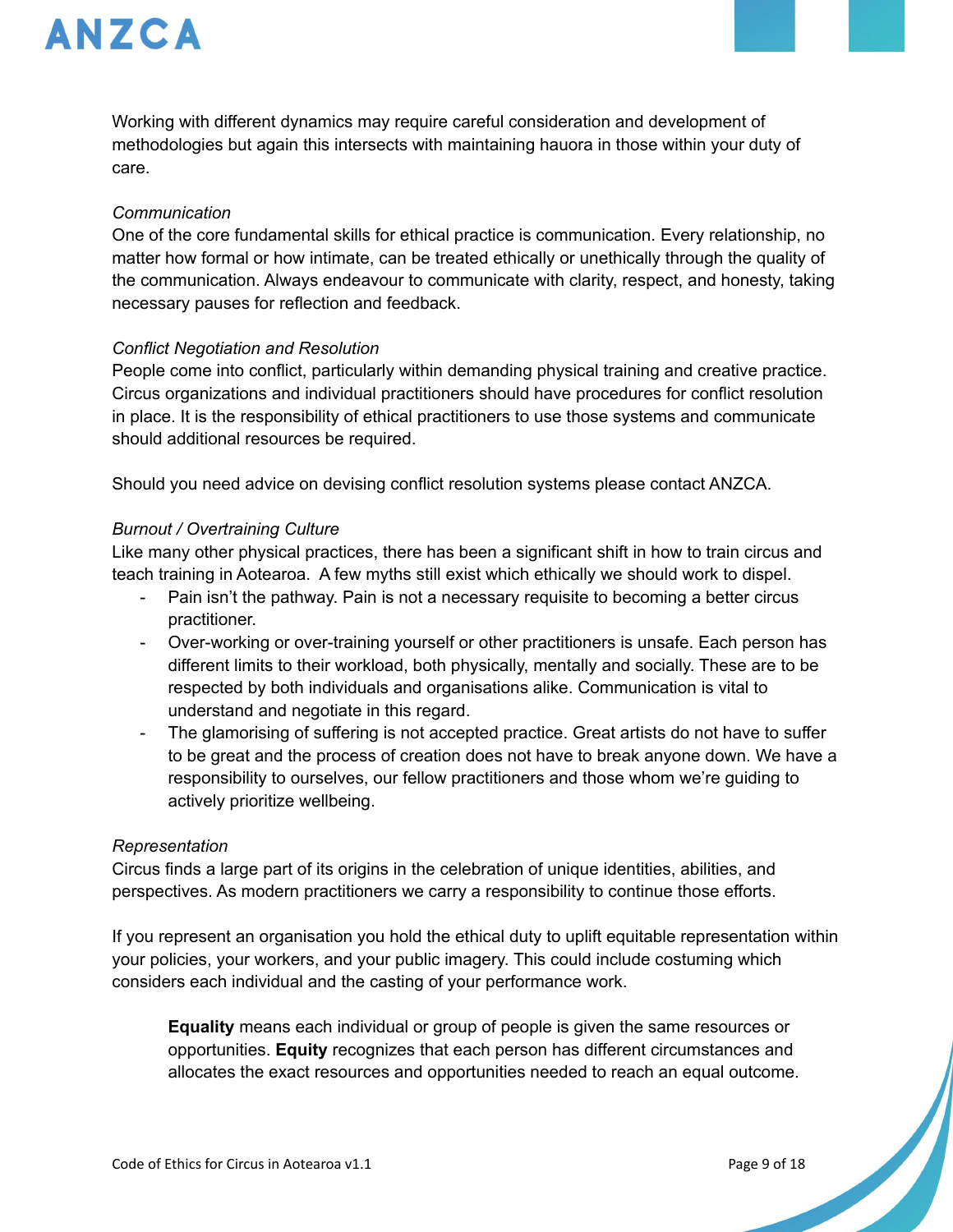Working with different dynamics may require careful consideration and development of methodologies but again this intersects with maintaining hauora in those within your duty of care.

*Communication*
One of the core fundamental skills for ethical practice is communication. Every relationship, no matter how formal or how intimate, can be treated ethically or unethically through the quality of the communication. Always endeavour to communicate with clarity, respect, and honesty, taking necessary pauses for reflection and feedback.

*Conflict Negotiation and Resolution*
People come into conflict, particularly within demanding physical training and creative practice. Circus organizations and individual practitioners should have procedures for conflict resolution in place. It is the responsibility of ethical practitioners to use those systems and communicate should additional resources be required.

Should you need advice on devising conflict resolution systems please contact ANZCA.

*Burnout / Overtraining Culture*
Like many other physical practices, there has been a significant shift in how to train circus and teach training in Aotearoa. A few myths still exist which ethically we should work to dispel.

- Pain isn't the pathway. Pain is not a necessary requisite to becoming a better circus practitioner.
- Over-working or over-training yourself or other practitioners is unsafe. Each person has different limits to their workload, both physically, mentally and socially. These are to be respected by both individuals and organisations alike. Communication is vital to understand and negotiate in this regard.
- The glamorising of suffering is not accepted practice. Great artists do not have to suffer to be great and the process of creation does not have to break anyone down. We have a responsibility to ourselves, our fellow practitioners and those whom we're guiding to actively prioritize wellbeing.

*Representation*
Circus finds a large part of its origins in the celebration of unique identities, abilities, and perspectives. As modern practitioners we carry a responsibility to continue those efforts.

If you represent an organisation you hold the ethical duty to uplift equitable representation within your policies, your workers, and your public imagery. This could include costuming which considers each individual and the casting of your performance work.

> **Equality** means each individual or group of people is given the same resources or opportunities. **Equity** recognizes that each person has different circumstances and allocates the exact resources and opportunities needed to reach an equal outcome.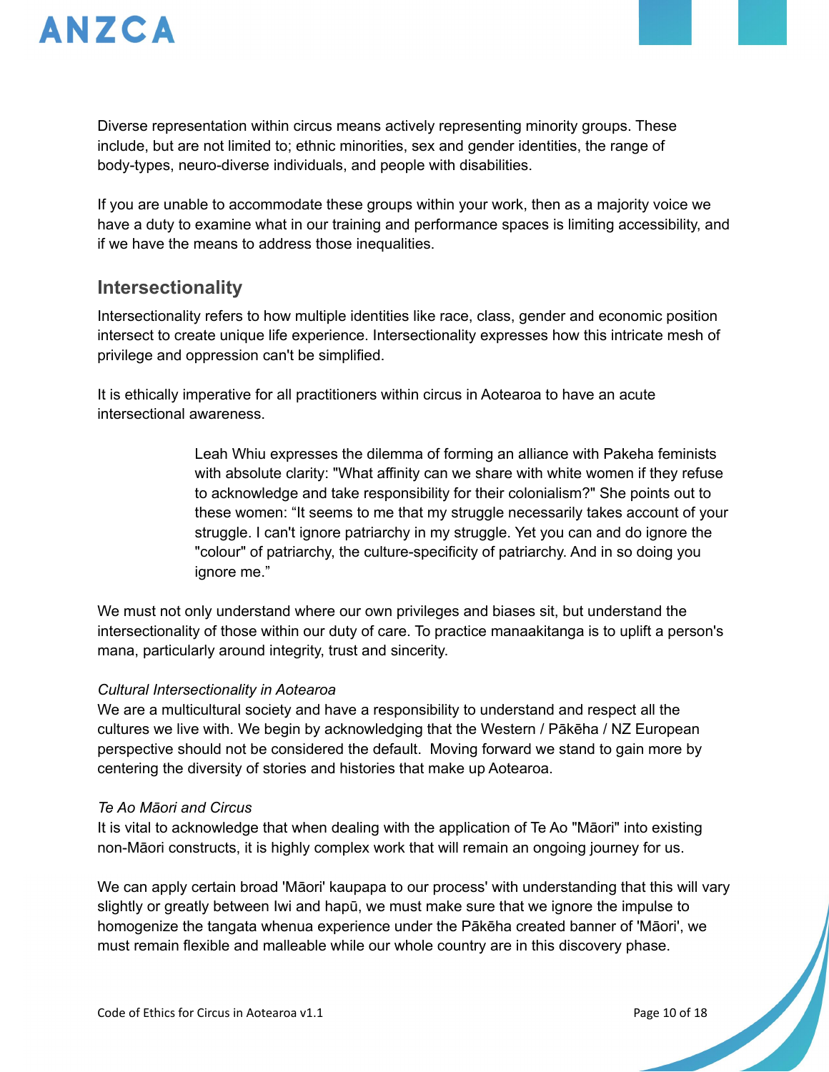Diverse representation within circus means actively representing minority groups. These include, but are not limited to; ethnic minorities, sex and gender identities, the range of body-types, neuro-diverse individuals, and people with disabilities.

If you are unable to accommodate these groups within your work, then as a majority voice we have a duty to examine what in our training and performance spaces is limiting accessibility, and if we have the means to address those inequalities.

## Intersectionality

Intersectionality refers to how multiple identities like race, class, gender and economic position intersect to create unique life experience. Intersectionality expresses how this intricate mesh of privilege and oppression can't be simplified.

It is ethically imperative for all practitioners within circus in Aotearoa to have an acute intersectional awareness.

> Leah Whiu expresses the dilemma of forming an alliance with Pakeha feminists with absolute clarity: "What affinity can we share with white women if they refuse to acknowledge and take responsibility for their colonialism?" She points out to these women: "It seems to me that my struggle necessarily takes account of your struggle. I can't ignore patriarchy in my struggle. Yet you can and do ignore the "colour" of patriarchy, the culture-specificity of patriarchy. And in so doing you ignore me."

We must not only understand where our own privileges and biases sit, but understand the intersectionality of those within our duty of care. To practice manaakitanga is to uplift a person's mana, particularly around integrity, trust and sincerity.

*Cultural Intersectionality in Aotearoa*

We are a multicultural society and have a responsibility to understand and respect all the cultures we live with. We begin by acknowledging that the Western / Pākēha / NZ European perspective should not be considered the default. Moving forward we stand to gain more by centering the diversity of stories and histories that make up Aotearoa.

*Te Ao Māori and Circus*

It is vital to acknowledge that when dealing with the application of Te Ao "Māori" into existing non-Māori constructs, it is highly complex work that will remain an ongoing journey for us.

We can apply certain broad 'Māori' kaupapa to our process' with understanding that this will vary slightly or greatly between Iwi and hapū, we must make sure that we ignore the impulse to homogenize the tangata whenua experience under the Pākēha created banner of 'Māori', we must remain flexible and malleable while our whole country are in this discovery phase.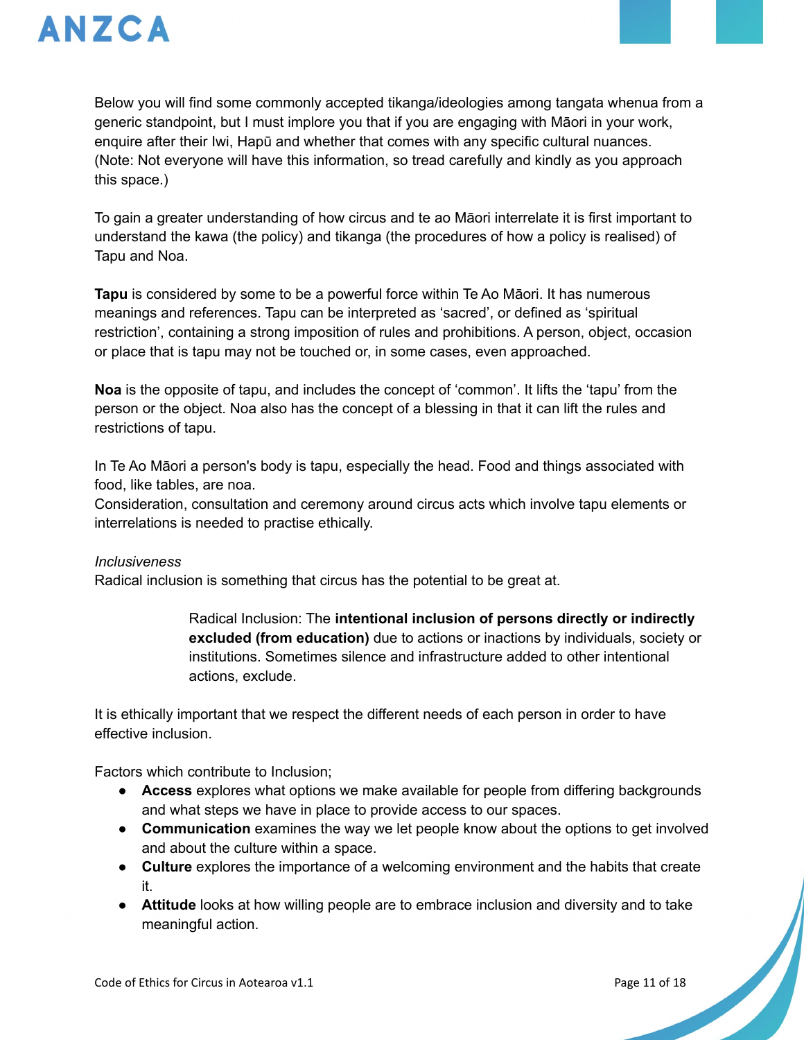Below you will find some commonly accepted tikanga/ideologies among tangata whenua from a generic standpoint, but I must implore you that if you are engaging with Māori in your work, enquire after their Iwi, Hapū and whether that comes with any specific cultural nuances. (Note: Not everyone will have this information, so tread carefully and kindly as you approach this space.)

To gain a greater understanding of how circus and te ao Māori interrelate it is first important to understand the kawa (the policy) and tikanga (the procedures of how a policy is realised) of Tapu and Noa.

**Tapu** is considered by some to be a powerful force within Te Ao Māori. It has numerous meanings and references. Tapu can be interpreted as 'sacred', or defined as 'spiritual restriction', containing a strong imposition of rules and prohibitions. A person, object, occasion or place that is tapu may not be touched or, in some cases, even approached.

**Noa** is the opposite of tapu, and includes the concept of 'common'. It lifts the 'tapu' from the person or the object. Noa also has the concept of a blessing in that it can lift the rules and restrictions of tapu.

In Te Ao Māori a person's body is tapu, especially the head. Food and things associated with food, like tables, are noa.
Consideration, consultation and ceremony around circus acts which involve tapu elements or interrelations is needed to practise ethically.

*Inclusiveness*
Radical inclusion is something that circus has the potential to be great at.

> Radical Inclusion: The **intentional inclusion of persons directly or indirectly excluded (from education)** due to actions or inactions by individuals, society or institutions. Sometimes silence and infrastructure added to other intentional actions, exclude.

It is ethically important that we respect the different needs of each person in order to have effective inclusion.

Factors which contribute to Inclusion;

- **Access** explores what options we make available for people from differing backgrounds and what steps we have in place to provide access to our spaces.
- **Communication** examines the way we let people know about the options to get involved and about the culture within a space.
- **Culture** explores the importance of a welcoming environment and the habits that create it.
- **Attitude** looks at how willing people are to embrace inclusion and diversity and to take meaningful action.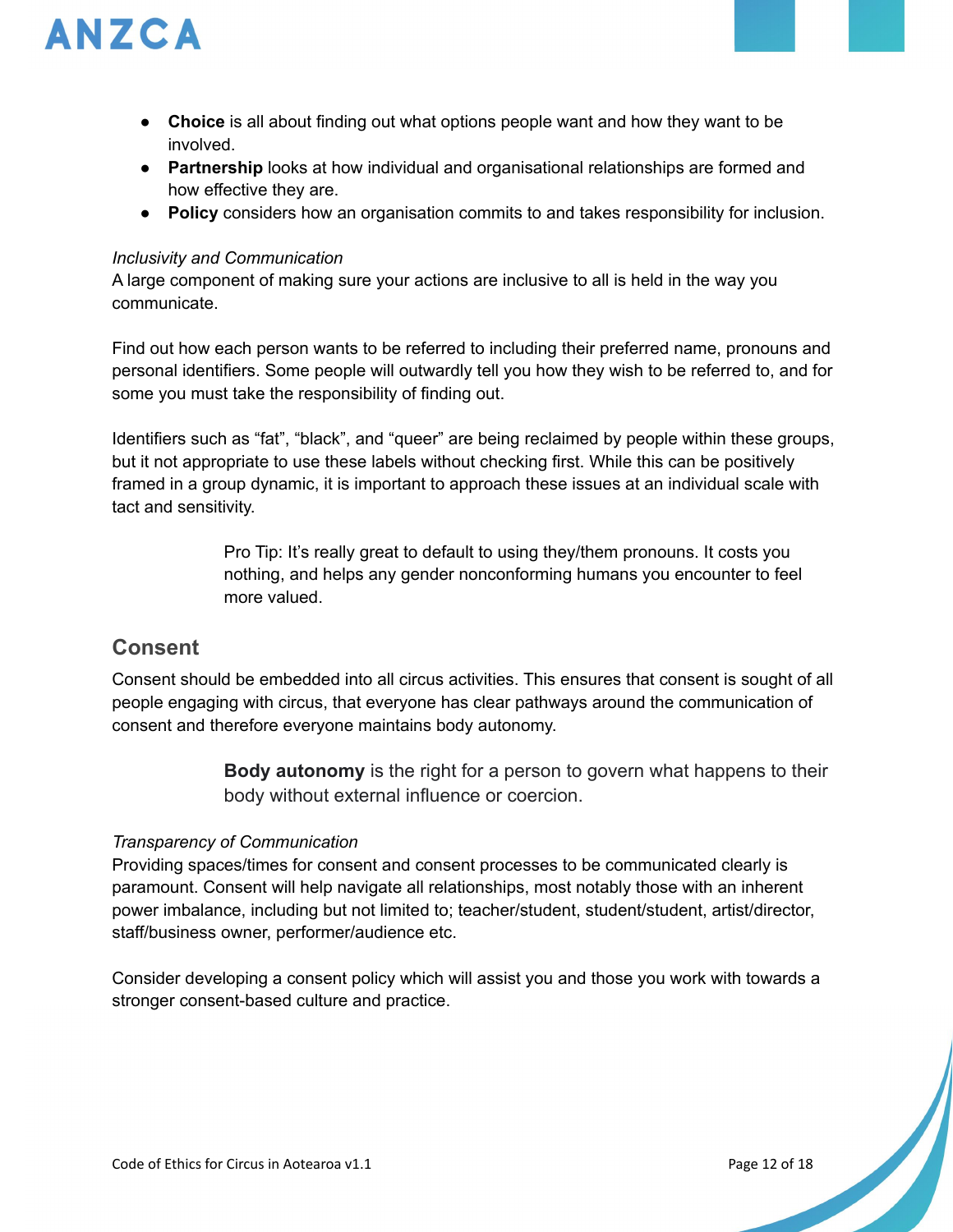- **Choice** is all about finding out what options people want and how they want to be involved.
- **Partnership** looks at how individual and organisational relationships are formed and how effective they are.
- **Policy** considers how an organisation commits to and takes responsibility for inclusion.

*Inclusivity and Communication*

A large component of making sure your actions are inclusive to all is held in the way you communicate.

Find out how each person wants to be referred to including their preferred name, pronouns and personal identifiers. Some people will outwardly tell you how they wish to be referred to, and for some you must take the responsibility of finding out.

Identifiers such as “fat”, “black”, and “queer” are being reclaimed by people within these groups, but it not appropriate to use these labels without checking first. While this can be positively framed in a group dynamic, it is important to approach these issues at an individual scale with tact and sensitivity.

> Pro Tip: It’s really great to default to using they/them pronouns. It costs you nothing, and helps any gender nonconforming humans you encounter to feel more valued.

## Consent

Consent should be embedded into all circus activities. This ensures that consent is sought of all people engaging with circus, that everyone has clear pathways around the communication of consent and therefore everyone maintains body autonomy.

> **Body autonomy** is the right for a person to govern what happens to their body without external influence or coercion.

*Transparency of Communication*

Providing spaces/times for consent and consent processes to be communicated clearly is paramount. Consent will help navigate all relationships, most notably those with an inherent power imbalance, including but not limited to; teacher/student, student/student, artist/director, staff/business owner, performer/audience etc.

Consider developing a consent policy which will assist you and those you work with towards a stronger consent-based culture and practice.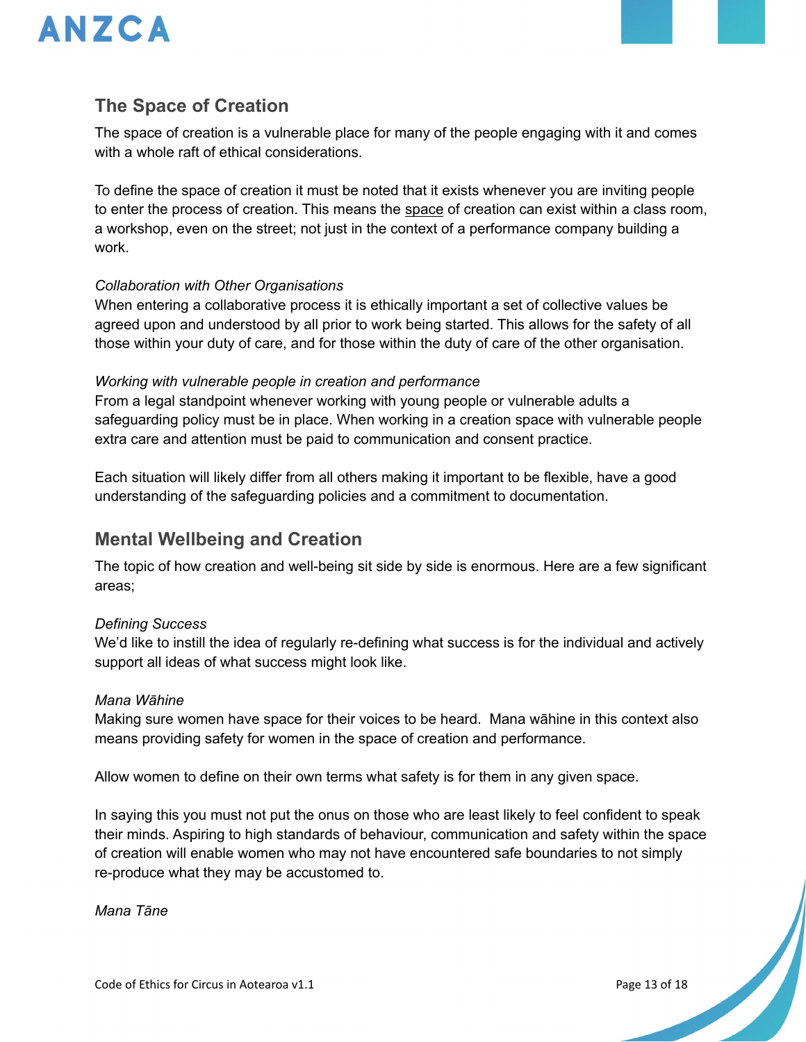## The Space of Creation

The space of creation is a vulnerable place for many of the people engaging with it and comes with a whole raft of ethical considerations.

To define the space of creation it must be noted that it exists whenever you are inviting people to enter the process of creation. This means the space of creation can exist within a class room, a workshop, even on the street; not just in the context of a performance company building a work.

*Collaboration with Other Organisations*

When entering a collaborative process it is ethically important a set of collective values be agreed upon and understood by all prior to work being started. This allows for the safety of all those within your duty of care, and for those within the duty of care of the other organisation.

*Working with vulnerable people in creation and performance*

From a legal standpoint whenever working with young people or vulnerable adults a safeguarding policy must be in place. When working in a creation space with vulnerable people extra care and attention must be paid to communication and consent practice.

Each situation will likely differ from all others making it important to be flexible, have a good understanding of the safeguarding policies and a commitment to documentation.

## Mental Wellbeing and Creation

The topic of how creation and well-being sit side by side is enormous. Here are a few significant areas;

*Defining Success*

We'd like to instill the idea of regularly re-defining what success is for the individual and actively support all ideas of what success might look like.

*Mana Wāhine*

Making sure women have space for their voices to be heard. Mana wāhine in this context also means providing safety for women in the space of creation and performance.

Allow women to define on their own terms what safety is for them in any given space.

In saying this you must not put the onus on those who are least likely to feel confident to speak their minds. Aspiring to high standards of behaviour, communication and safety within the space of creation will enable women who may not have encountered safe boundaries to not simply re-produce what they may be accustomed to.

*Mana Tāne*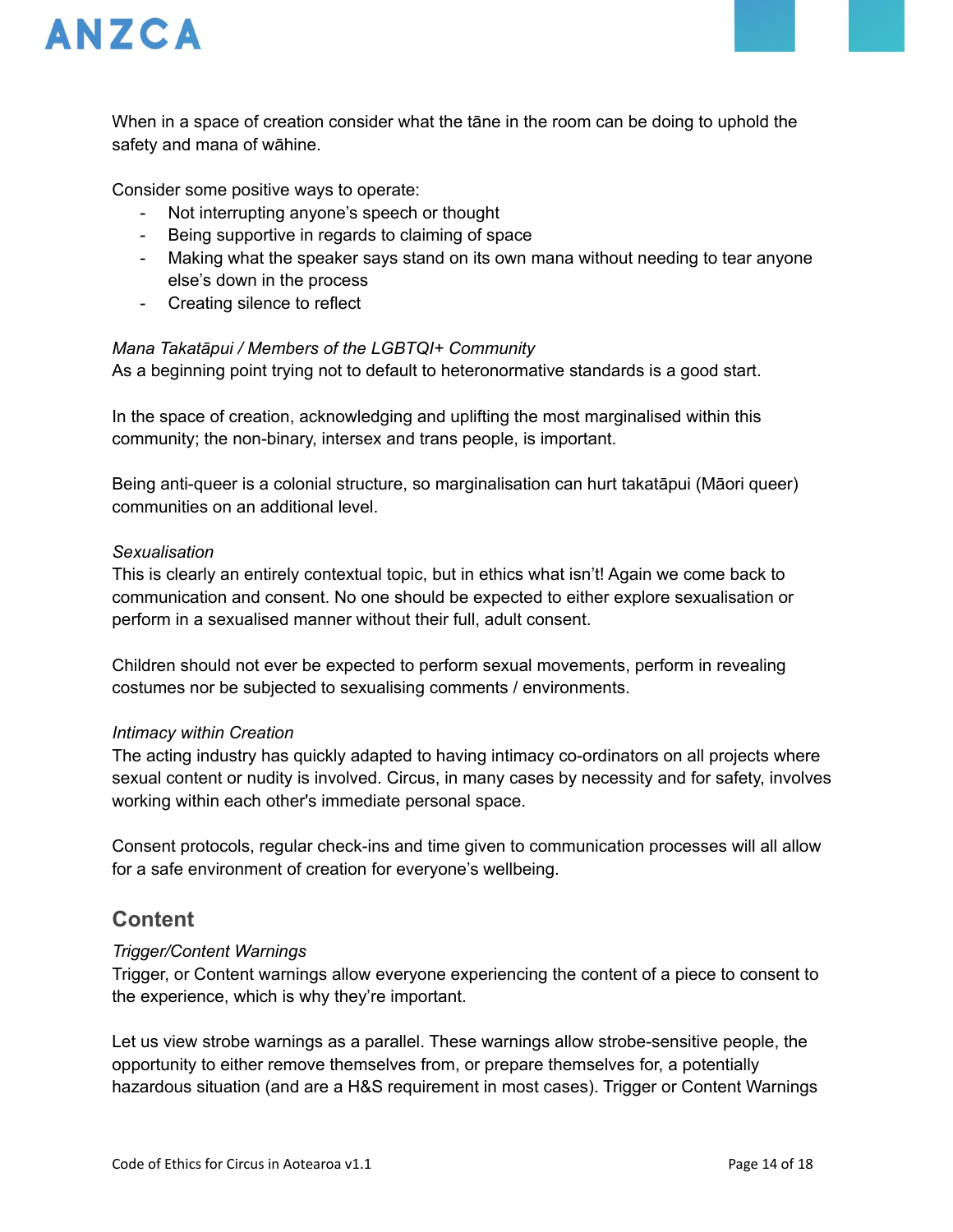When in a space of creation consider what the tāne in the room can be doing to uphold the safety and mana of wāhine.

Consider some positive ways to operate:

- Not interrupting anyone's speech or thought
- Being supportive in regards to claiming of space
- Making what the speaker says stand on its own mana without needing to tear anyone else's down in the process
- Creating silence to reflect

*Mana Takatāpui / Members of the LGBTQI+ Community*

As a beginning point trying not to default to heteronormative standards is a good start.

In the space of creation, acknowledging and uplifting the most marginalised within this community; the non-binary, intersex and trans people, is important.

Being anti-queer is a colonial structure, so marginalisation can hurt takatāpui (Māori queer) communities on an additional level.

*Sexualisation*

This is clearly an entirely contextual topic, but in ethics what isn't! Again we come back to communication and consent. No one should be expected to either explore sexualisation or perform in a sexualised manner without their full, adult consent.

Children should not ever be expected to perform sexual movements, perform in revealing costumes nor be subjected to sexualising comments / environments.

*Intimacy within Creation*

The acting industry has quickly adapted to having intimacy co-ordinators on all projects where sexual content or nudity is involved. Circus, in many cases by necessity and for safety, involves working within each other's immediate personal space.

Consent protocols, regular check-ins and time given to communication processes will all allow for a safe environment of creation for everyone's wellbeing.

## Content

*Trigger/Content Warnings*

Trigger, or Content warnings allow everyone experiencing the content of a piece to consent to the experience, which is why they're important.

Let us view strobe warnings as a parallel. These warnings allow strobe-sensitive people, the opportunity to either remove themselves from, or prepare themselves for, a potentially hazardous situation (and are a H&S requirement in most cases). Trigger or Content Warnings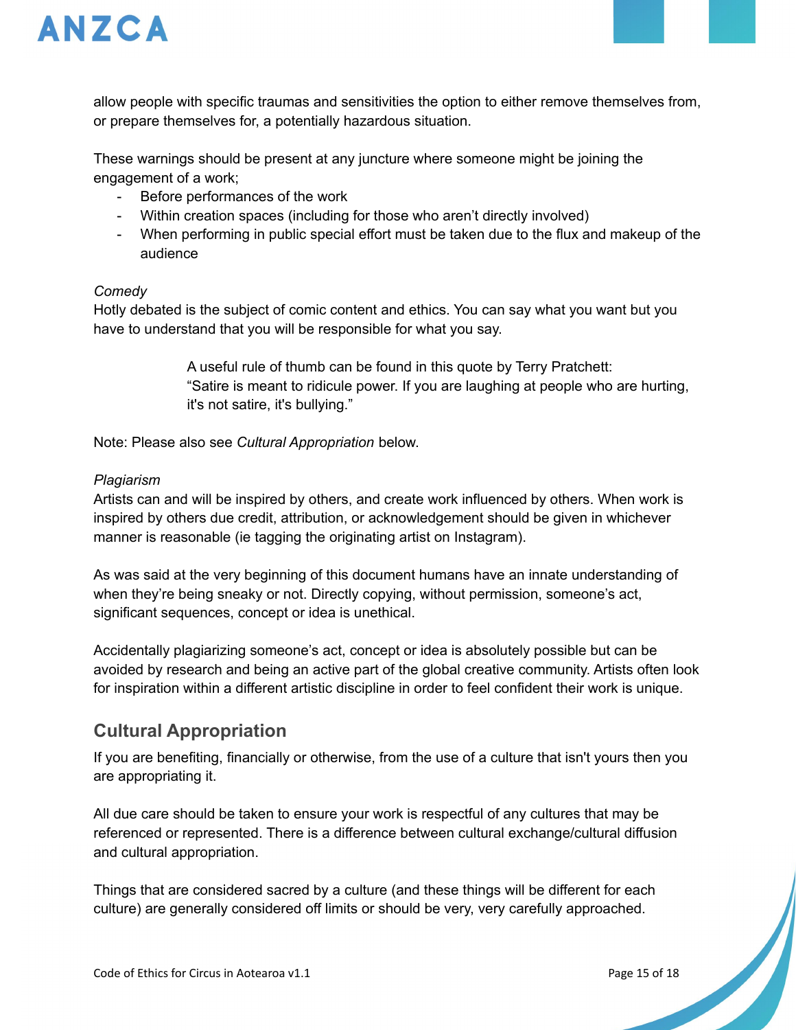allow people with specific traumas and sensitivities the option to either remove themselves from, or prepare themselves for, a potentially hazardous situation.

These warnings should be present at any juncture where someone might be joining the engagement of a work;

- Before performances of the work
- Within creation spaces (including for those who aren't directly involved)
- When performing in public special effort must be taken due to the flux and makeup of the audience

*Comedy*

Hotly debated is the subject of comic content and ethics. You can say what you want but you have to understand that you will be responsible for what you say.

> A useful rule of thumb can be found in this quote by Terry Pratchett:
> "Satire is meant to ridicule power. If you are laughing at people who are hurting, it's not satire, it's bullying."

Note: Please also see *Cultural Appropriation* below.

*Plagiarism*

Artists can and will be inspired by others, and create work influenced by others. When work is inspired by others due credit, attribution, or acknowledgement should be given in whichever manner is reasonable (ie tagging the originating artist on Instagram).

As was said at the very beginning of this document humans have an innate understanding of when they're being sneaky or not. Directly copying, without permission, someone's act, significant sequences, concept or idea is unethical.

Accidentally plagiarizing someone's act, concept or idea is absolutely possible but can be avoided by research and being an active part of the global creative community. Artists often look for inspiration within a different artistic discipline in order to feel confident their work is unique.

## Cultural Appropriation

If you are benefiting, financially or otherwise, from the use of a culture that isn't yours then you are appropriating it.

All due care should be taken to ensure your work is respectful of any cultures that may be referenced or represented. There is a difference between cultural exchange/cultural diffusion and cultural appropriation.

Things that are considered sacred by a culture (and these things will be different for each culture) are generally considered off limits or should be very, very carefully approached.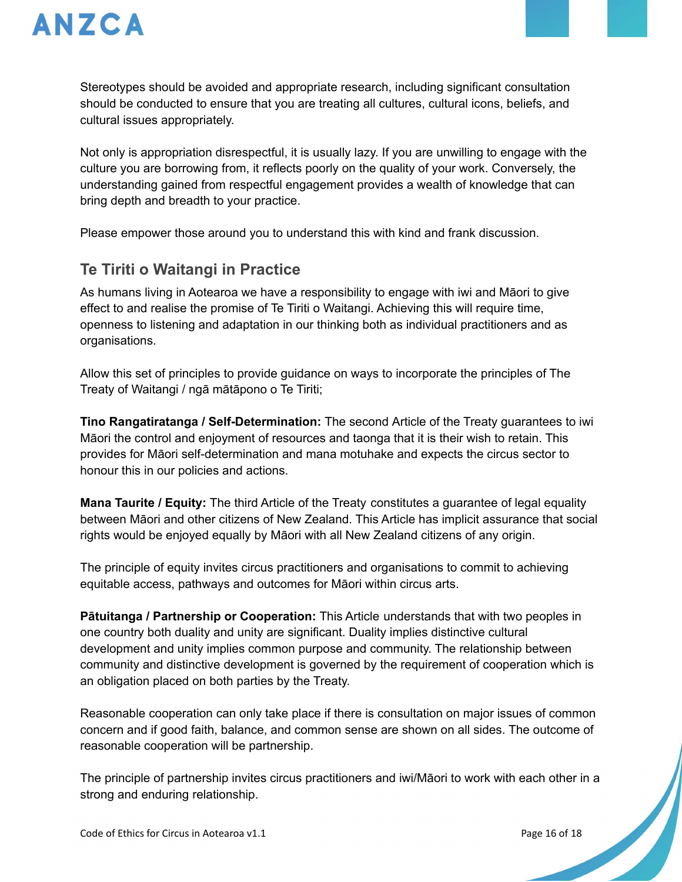Stereotypes should be avoided and appropriate research, including significant consultation should be conducted to ensure that you are treating all cultures, cultural icons, beliefs, and cultural issues appropriately.

Not only is appropriation disrespectful, it is usually lazy. If you are unwilling to engage with the culture you are borrowing from, it reflects poorly on the quality of your work. Conversely, the understanding gained from respectful engagement provides a wealth of knowledge that can bring depth and breadth to your practice.

Please empower those around you to understand this with kind and frank discussion.

## Te Tiriti o Waitangi in Practice

As humans living in Aotearoa we have a responsibility to engage with iwi and Māori to give effect to and realise the promise of Te Tiriti o Waitangi. Achieving this will require time, openness to listening and adaptation in our thinking both as individual practitioners and as organisations.

Allow this set of principles to provide guidance on ways to incorporate the principles of The Treaty of Waitangi / ngā mātāpono o Te Tiriti;

**Tino Rangatiratanga / Self-Determination:** The second Article of the Treaty guarantees to iwi Māori the control and enjoyment of resources and taonga that it is their wish to retain. This provides for Māori self-determination and mana motuhake and expects the circus sector to honour this in our policies and actions.

**Mana Taurite / Equity:** The third Article of the Treaty constitutes a guarantee of legal equality between Māori and other citizens of New Zealand. This Article has implicit assurance that social rights would be enjoyed equally by Māori with all New Zealand citizens of any origin.

The principle of equity invites circus practitioners and organisations to commit to achieving equitable access, pathways and outcomes for Māori within circus arts.

**Pātuitanga / Partnership or Cooperation:** This Article understands that with two peoples in one country both duality and unity are significant. Duality implies distinctive cultural development and unity implies common purpose and community. The relationship between community and distinctive development is governed by the requirement of cooperation which is an obligation placed on both parties by the Treaty.

Reasonable cooperation can only take place if there is consultation on major issues of common concern and if good faith, balance, and common sense are shown on all sides. The outcome of reasonable cooperation will be partnership.

The principle of partnership invites circus practitioners and iwi/Māori to work with each other in a strong and enduring relationship.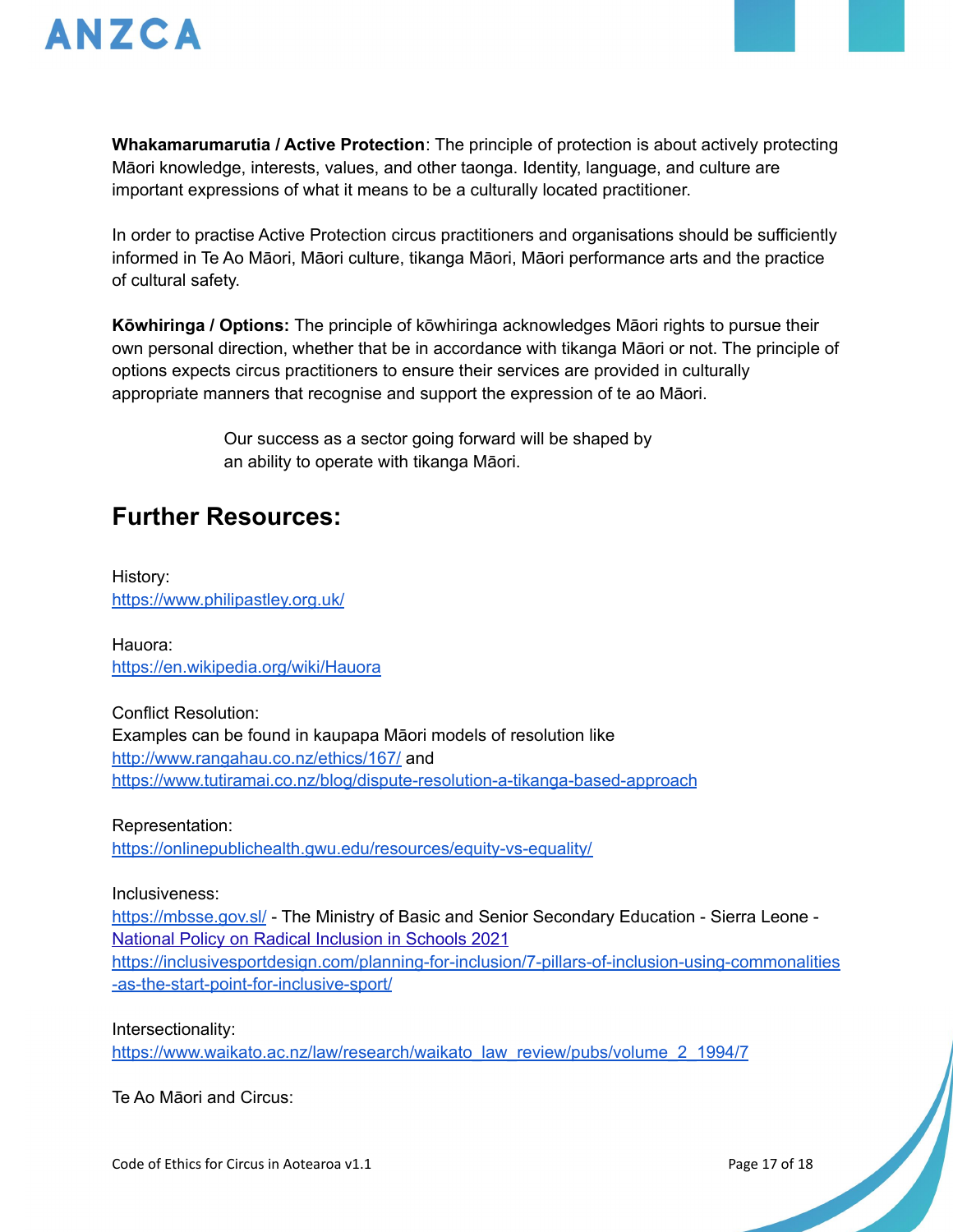**Whakamarumarutia / Active Protection**: The principle of protection is about actively protecting Māori knowledge, interests, values, and other taonga. Identity, language, and culture are important expressions of what it means to be a culturally located practitioner.

In order to practise Active Protection circus practitioners and organisations should be sufficiently informed in Te Ao Māori, Māori culture, tikanga Māori, Māori performance arts and the practice of cultural safety.

**Kōwhiringa / Options:** The principle of kōwhiringa acknowledges Māori rights to pursue their own personal direction, whether that be in accordance with tikanga Māori or not. The principle of options expects circus practitioners to ensure their services are provided in culturally appropriate manners that recognise and support the expression of te ao Māori.

> Our success as a sector going forward will be shaped by an ability to operate with tikanga Māori.

## Further Resources:

History:
https://www.philipastley.org.uk/

Hauora:
https://en.wikipedia.org/wiki/Hauora

Conflict Resolution:
Examples can be found in kaupapa Māori models of resolution like
http://www.rangahau.co.nz/ethics/167/ and
https://www.tutiramai.co.nz/blog/dispute-resolution-a-tikanga-based-approach

Representation:
https://onlinepublichealth.gwu.edu/resources/equity-vs-equality/

Inclusiveness:
https://mbsse.gov.sl/ - The Ministry of Basic and Senior Secondary Education - Sierra Leone - National Policy on Radical Inclusion in Schools 2021
https://inclusivesportdesign.com/planning-for-inclusion/7-pillars-of-inclusion-using-commonalities-as-the-start-point-for-inclusive-sport/

Intersectionality:
https://www.waikato.ac.nz/law/research/waikato_law_review/pubs/volume_2_1994/7

Te Ao Māori and Circus: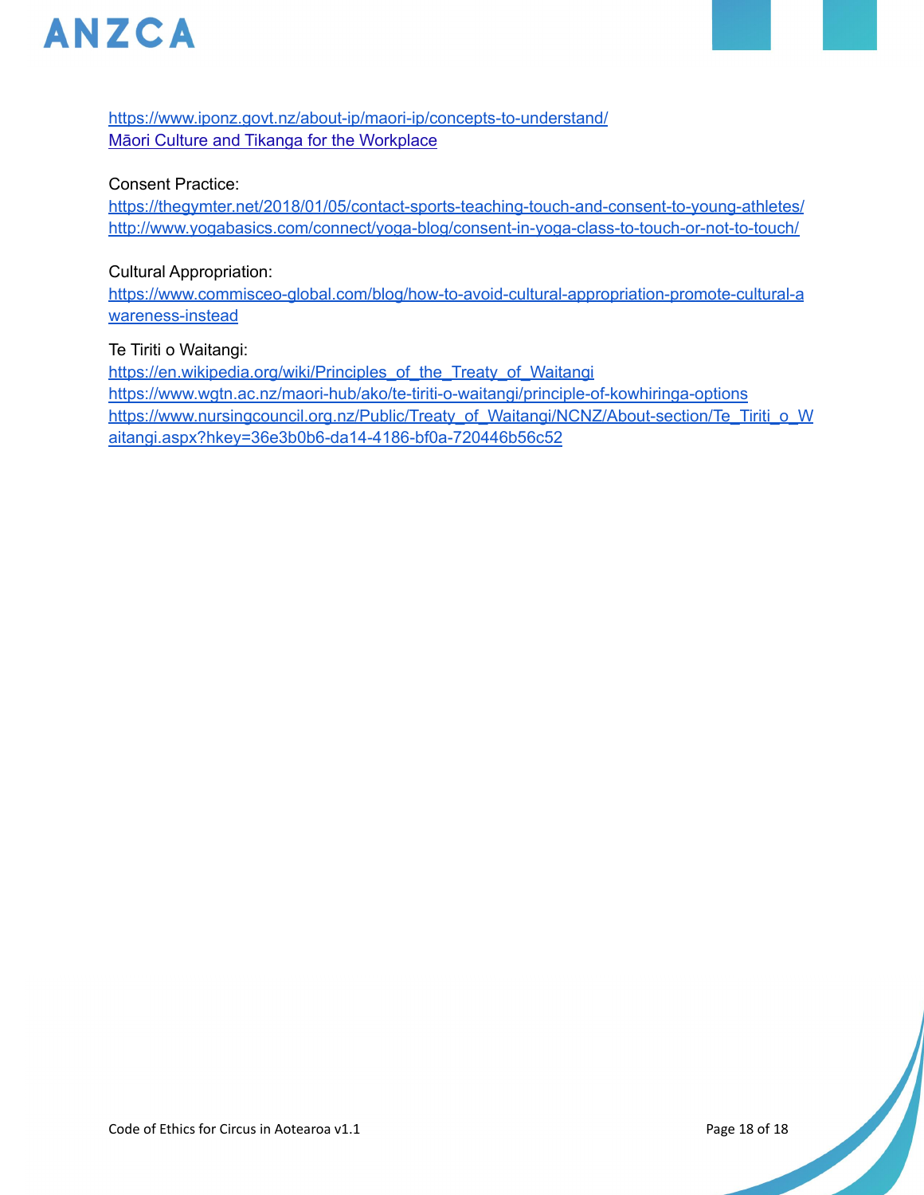https://www.iponz.govt.nz/about-ip/maori-ip/concepts-to-understand/
Māori Culture and Tikanga for the Workplace

Consent Practice:
https://thegymter.net/2018/01/05/contact-sports-teaching-touch-and-consent-to-young-athletes/
http://www.yogabasics.com/connect/yoga-blog/consent-in-yoga-class-to-touch-or-not-to-touch/

Cultural Appropriation:
https://www.commisceo-global.com/blog/how-to-avoid-cultural-appropriation-promote-cultural-awareness-instead

Te Tiriti o Waitangi:
https://en.wikipedia.org/wiki/Principles_of_the_Treaty_of_Waitangi
https://www.wgtn.ac.nz/maori-hub/ako/te-tiriti-o-waitangi/principle-of-kowhiringa-options
https://www.nursingcouncil.org.nz/Public/Treaty_of_Waitangi/NCNZ/About-section/Te_Tiriti_o_Waitangi.aspx?hkey=36e3b0b6-da14-4186-bf0a-720446b56c52